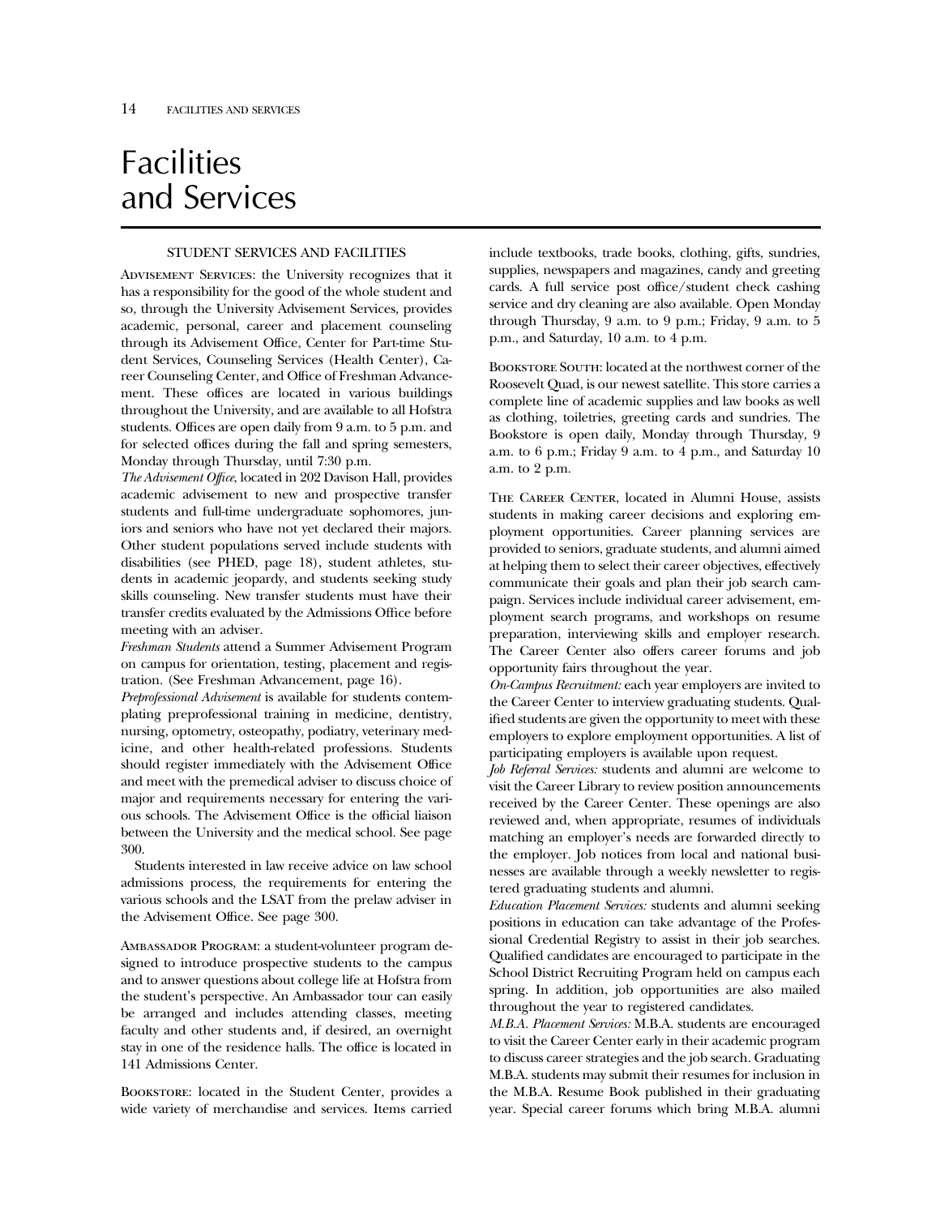# Facilities and Services

## STUDENT SERVICES AND FACILITIES

ADVISEMENT SERVICES: the University recognizes that it has a responsibility for the good of the whole student and so, through the University Advisement Services, provides academic, personal, career and placement counseling through its Advisement Office, Center for Part-time Student Services, Counseling Services (Health Center), Career Counseling Center, and Office of Freshman Advancement. These offices are located in various buildings throughout the University, and are available to all Hofstra students. Offices are open daily from 9 a.m. to 5 p.m. and for selected offices during the fall and spring semesters, Monday through Thursday, until 7:30 p.m.

*The Advisement Office*, located in 202 Davison Hall, provides academic advisement to new and prospective transfer students and full-time undergraduate sophomores, juniors and seniors who have not yet declared their majors. Other student populations served include students with disabilities (see PHED, page 18), student athletes, students in academic jeopardy, and students seeking study skills counseling. New transfer students must have their transfer credits evaluated by the Admissions Office before meeting with an adviser.

*Freshman Students* attend a Summer Advisement Program on campus for orientation, testing, placement and registration. (See Freshman Advancement, page 16).

*Preprofessional Advisement* is available for students contemplating preprofessional training in medicine, dentistry, nursing, optometry, osteopathy, podiatry, veterinary medicine, and other health-related professions. Students should register immediately with the Advisement Office and meet with the premedical adviser to discuss choice of major and requirements necessary for entering the various schools. The Advisement Office is the official liaison between the University and the medical school. See page 300.

Students interested in law receive advice on law school admissions process, the requirements for entering the various schools and the LSAT from the prelaw adviser in the Advisement Office. See page 300.

AMBASSADOR PROGRAM: a student-volunteer program designed to introduce prospective students to the campus and to answer questions about college life at Hofstra from the student's perspective. An Ambassador tour can easily be arranged and includes attending classes, meeting faculty and other students and, if desired, an overnight stay in one of the residence halls. The office is located in 141 Admissions Center.

BOOKSTORE: located in the Student Center, provides a wide variety of merchandise and services. Items carried include textbooks, trade books, clothing, gifts, sundries, supplies, newspapers and magazines, candy and greeting cards. A full service post office/student check cashing service and dry cleaning are also available. Open Monday through Thursday, 9 a.m. to 9 p.m.; Friday, 9 a.m. to 5 p.m., and Saturday, 10 a.m. to 4 p.m.

BOOKSTORE SOUTH: located at the northwest corner of the Roosevelt Quad, is our newest satellite. This store carries a complete line of academic supplies and law books as well as clothing, toiletries, greeting cards and sundries. The Bookstore is open daily, Monday through Thursday, 9 a.m. to 6 p.m.; Friday 9 a.m. to 4 p.m., and Saturday 10 a.m. to 2 p.m.

THE CAREER CENTER, located in Alumni House, assists students in making career decisions and exploring employment opportunities. Career planning services are provided to seniors, graduate students, and alumni aimed at helping them to select their career objectives, effectively communicate their goals and plan their job search campaign. Services include individual career advisement, employment search programs, and workshops on resume preparation, interviewing skills and employer research. The Career Center also offers career forums and job opportunity fairs throughout the year.

*On-Campus Recruitment:* each year employers are invited to the Career Center to interview graduating students. Qualified students are given the opportunity to meet with these employers to explore employment opportunities. A list of participating employers is available upon request.

*Job Referral Services:* students and alumni are welcome to visit the Career Library to review position announcements received by the Career Center. These openings are also reviewed and, when appropriate, resumes of individuals matching an employer's needs are forwarded directly to the employer. Job notices from local and national businesses are available through a weekly newsletter to registered graduating students and alumni.

*Education Placement Services:* students and alumni seeking positions in education can take advantage of the Professional Credential Registry to assist in their job searches. Qualified candidates are encouraged to participate in the School District Recruiting Program held on campus each spring. In addition, job opportunities are also mailed throughout the year to registered candidates.

*M.B.A. Placement Services:* M.B.A. students are encouraged to visit the Career Center early in their academic program to discuss career strategies and the job search. Graduating M.B.A. students may submit their resumes for inclusion in the M.B.A. Resume Book published in their graduating year. Special career forums which bring M.B.A. alumni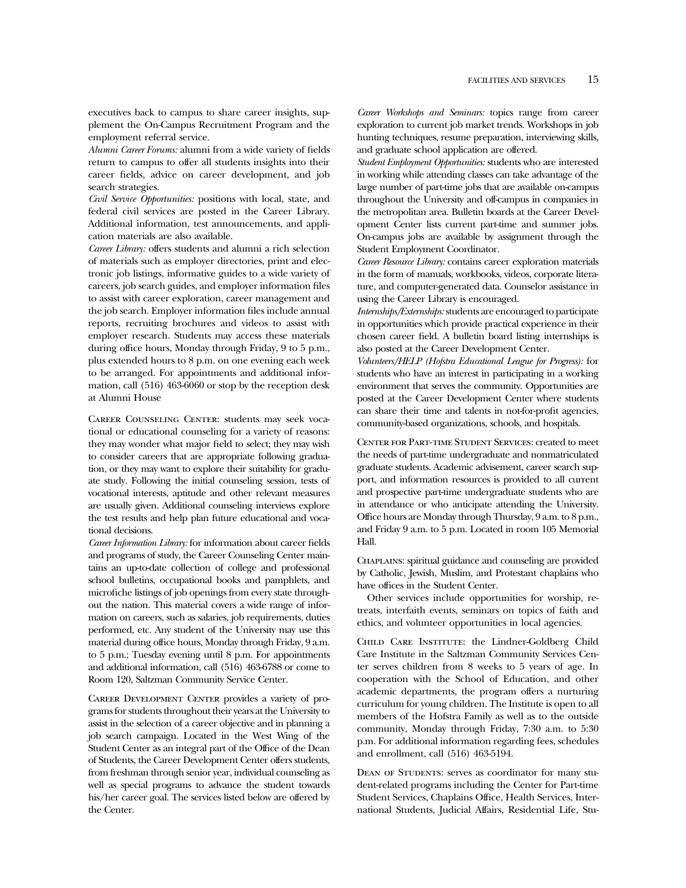executives back to campus to share career insights, supplement the On-Campus Recruitment Program and the employment referral service.

*Alumni Career Forums:* alumni from a wide variety of fields return to campus to offer all students insights into their career fields, advice on career development, and job search strategies.

*Civil Service Opportunities:* positions with local, state, and federal civil services are posted in the Career Library. Additional information, test announcements, and application materials are also available.

*Career Library:* offers students and alumni a rich selection of materials such as employer directories, print and electronic job listings, informative guides to a wide variety of careers, job search guides, and employer information files to assist with career exploration, career management and the job search. Employer information files include annual reports, recruiting brochures and videos to assist with employer research. Students may access these materials during office hours, Monday through Friday, 9 to 5 p.m., plus extended hours to 8 p.m. on one evening each week to be arranged. For appointments and additional information, call (516) 463-6060 or stop by the reception desk at Alumni House

Career Counseling Center: students may seek vocational or educational counseling for a variety of reasons: they may wonder what major field to select; they may wish to consider careers that are appropriate following graduation, or they may want to explore their suitability for graduate study. Following the initial counseling session, tests of vocational interests, aptitude and other relevant measures are usually given. Additional counseling interviews explore the test results and help plan future educational and vocational decisions.

*Career Information Library:* for information about career fields and programs of study, the Career Counseling Center maintains an up-to-date collection of college and professional school bulletins, occupational books and pamphlets, and microfiche listings of job openings from every state throughout the nation. This material covers a wide range of information on careers, such as salaries, job requirements, duties performed, etc. Any student of the University may use this material during office hours, Monday through Friday, 9 a.m. to 5 p.m.; Tuesday evening until 8 p.m. For appointments and additional information, call (516) 463-6788 or come to Room 120, Saltzman Community Service Center.

Career Development Center provides a variety of programs for students throughout their years at the University to assist in the selection of a career objective and in planning a job search campaign. Located in the West Wing of the Student Center as an integral part of the Office of the Dean of Students, the Career Development Center offers students, from freshman through senior year, individual counseling as well as special programs to advance the student towards his/her career goal. The services listed below are offered by the Center.

*Career Workshops and Seminars:* topics range from career exploration to current job market trends. Workshops in job hunting techniques, resume preparation, interviewing skills, and graduate school application are offered.

*Student Employment Opportunities:* students who are interested in working while attending classes can take advantage of the large number of part-time jobs that are available on-campus throughout the University and off-campus in companies in the metropolitan area. Bulletin boards at the Career Development Center lists current part-time and summer jobs. On-campus jobs are available by assignment through the Student Employment Coordinator.

*Career Resource Library:* contains career exploration materials in the form of manuals, workbooks, videos, corporate literature, and computer-generated data. Counselor assistance in using the Career Library is encouraged.

*Internships/Externships:* students are encouraged to participate in opportunities which provide practical experience in their chosen career field. A bulletin board listing internships is also posted at the Career Development Center.

*Volunteers/HELP (Hofstra Educational League for Progress):* for students who have an interest in participating in a working environment that serves the community. Opportunities are posted at the Career Development Center where students can share their time and talents in not-for-profit agencies, community-based organizations, schools, and hospitals.

Center for Part-time Student Services: created to meet the needs of part-time undergraduate and nonmatriculated graduate students. Academic advisement, career search support, and information resources is provided to all current and prospective part-time undergraduate students who are in attendance or who anticipate attending the University. Office hours are Monday through Thursday, 9 a.m. to 8 p.m., and Friday 9 a.m. to 5 p.m. Located in room 105 Memorial Hall.

Chaplains: spiritual guidance and counseling are provided by Catholic, Jewish, Muslim, and Protestant chaplains who have offices in the Student Center.

Other services include opportunities for worship, retreats, interfaith events, seminars on topics of faith and ethics, and volunteer opportunities in local agencies.

Child Care Institute: the Lindner-Goldberg Child Care Institute in the Saltzman Community Services Center serves children from 8 weeks to 5 years of age. In cooperation with the School of Education, and other academic departments, the program offers a nurturing curriculum for young children. The Institute is open to all members of the Hofstra Family as well as to the outside community, Monday through Friday, 7:30 a.m. to 5:30 p.m. For additional information regarding fees, schedules and enrollment, call (516) 463-5194.

Dean of Students: serves as coordinator for many student-related programs including the Center for Part-time Student Services, Chaplains Office, Health Services, International Students, Judicial Affairs, Residential Life, Stu-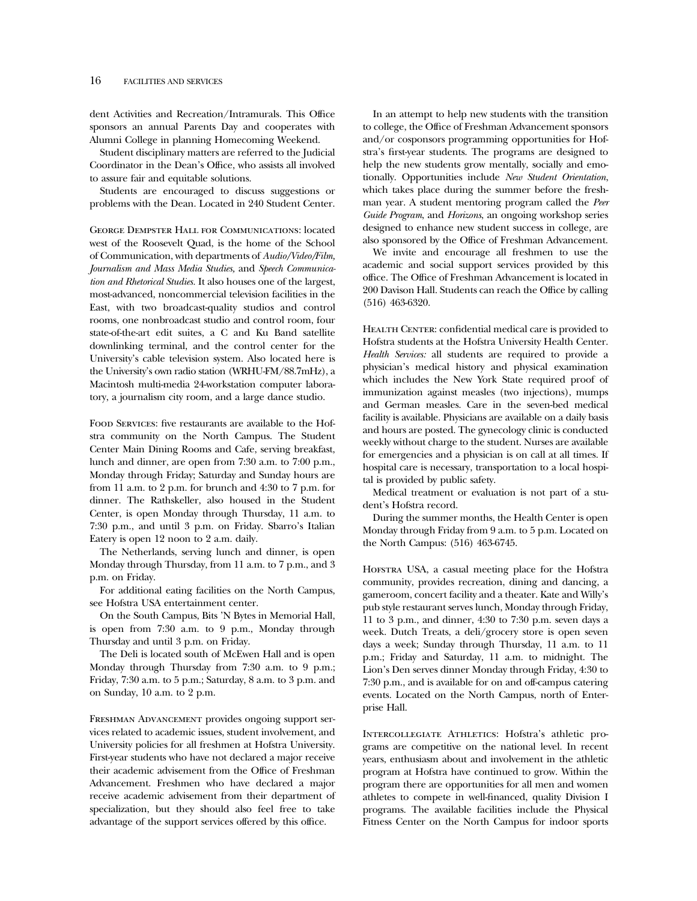dent Activities and Recreation/Intramurals. This Office sponsors an annual Parents Day and cooperates with Alumni College in planning Homecoming Weekend.

Student disciplinary matters are referred to the Judicial Coordinator in the Dean's Office, who assists all involved to assure fair and equitable solutions.

Students are encouraged to discuss suggestions or problems with the Dean. Located in 240 Student Center.

George Dempster Hall for Communications: located west of the Roosevelt Quad, is the home of the School of Communication, with departments of *Audio/Video/Film*, *Journalism and Mass Media Studies*, and *Speech Communication and Rhetorical Studies*. It also houses one of the largest, most-advanced, noncommercial television facilities in the East, with two broadcast-quality studios and control rooms, one nonbroadcast studio and control room, four state-of-the-art edit suites, a C and Ku Band satellite downlinking terminal, and the control center for the University's cable television system. Also located here is the University's own radio station (WRHU-FM/88.7mHz), a Macintosh multi-media 24-workstation computer laboratory, a journalism city room, and a large dance studio.

Food Services: five restaurants are available to the Hofstra community on the North Campus. The Student Center Main Dining Rooms and Cafe, serving breakfast, lunch and dinner, are open from 7:30 a.m. to 7:00 p.m., Monday through Friday; Saturday and Sunday hours are from 11 a.m. to 2 p.m. for brunch and 4:30 to 7 p.m. for dinner. The Rathskeller, also housed in the Student Center, is open Monday through Thursday, 11 a.m. to 7:30 p.m., and until 3 p.m. on Friday. Sbarro's Italian Eatery is open 12 noon to 2 a.m. daily.

The Netherlands, serving lunch and dinner, is open Monday through Thursday, from 11 a.m. to 7 p.m., and 3 p.m. on Friday.

For additional eating facilities on the North Campus, see Hofstra USA entertainment center.

On the South Campus, Bits 'N Bytes in Memorial Hall, is open from 7:30 a.m. to 9 p.m., Monday through Thursday and until 3 p.m. on Friday.

The Deli is located south of McEwen Hall and is open Monday through Thursday from 7:30 a.m. to 9 p.m.; Friday, 7:30 a.m. to 5 p.m.; Saturday, 8 a.m. to 3 p.m. and on Sunday, 10 a.m. to 2 p.m.

Freshman Advancement provides ongoing support services related to academic issues, student involvement, and University policies for all freshmen at Hofstra University. First-year students who have not declared a major receive their academic advisement from the Office of Freshman Advancement. Freshmen who have declared a major receive academic advisement from their department of specialization, but they should also feel free to take advantage of the support services offered by this office.

In an attempt to help new students with the transition to college, the Office of Freshman Advancement sponsors and/or cosponsors programming opportunities for Hofstra's first-year students. The programs are designed to help the new students grow mentally, socially and emotionally. Opportunities include *New Student Orientation*, which takes place during the summer before the freshman year. A student mentoring program called the *Peer Guide Program*, and *Horizons*, an ongoing workshop series designed to enhance new student success in college, are also sponsored by the Office of Freshman Advancement.

We invite and encourage all freshmen to use the academic and social support services provided by this office. The Office of Freshman Advancement is located in 200 Davison Hall. Students can reach the Office by calling (516) 463-6320.

Health Center: confidential medical care is provided to Hofstra students at the Hofstra University Health Center. *Health Services:* all students are required to provide a physician's medical history and physical examination which includes the New York State required proof of immunization against measles (two injections), mumps and German measles. Care in the seven-bed medical facility is available. Physicians are available on a daily basis and hours are posted. The gynecology clinic is conducted weekly without charge to the student. Nurses are available for emergencies and a physician is on call at all times. If hospital care is necessary, transportation to a local hospital is provided by public safety.

Medical treatment or evaluation is not part of a student's Hofstra record.

During the summer months, the Health Center is open Monday through Friday from 9 a.m. to 5 p.m. Located on the North Campus: (516) 463-6745.

Hofstra USA, a casual meeting place for the Hofstra community, provides recreation, dining and dancing, a gameroom, concert facility and a theater. Kate and Willy's pub style restaurant serves lunch, Monday through Friday, 11 to 3 p.m., and dinner, 4:30 to 7:30 p.m. seven days a week. Dutch Treats, a deli/grocery store is open seven days a week; Sunday through Thursday, 11 a.m. to 11 p.m.; Friday and Saturday, 11 a.m. to midnight. The Lion's Den serves dinner Monday through Friday, 4:30 to 7:30 p.m., and is available for on and off-campus catering events. Located on the North Campus, north of Enterprise Hall.

Intercollegiate Athletics: Hofstra's athletic programs are competitive on the national level. In recent years, enthusiasm about and involvement in the athletic program at Hofstra have continued to grow. Within the program there are opportunities for all men and women athletes to compete in well-financed, quality Division I programs. The available facilities include the Physical Fitness Center on the North Campus for indoor sports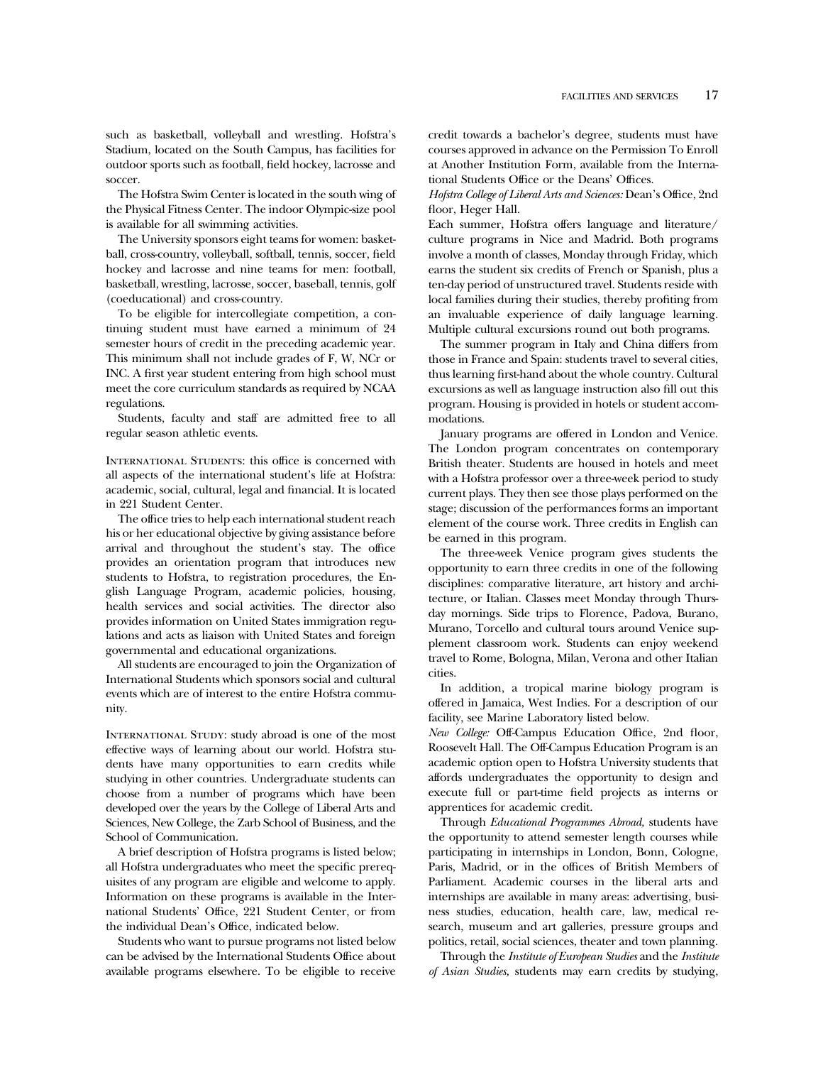such as basketball, volleyball and wrestling. Hofstra's Stadium, located on the South Campus, has facilities for outdoor sports such as football, field hockey, lacrosse and soccer.

The Hofstra Swim Center is located in the south wing of the Physical Fitness Center. The indoor Olympic-size pool is available for all swimming activities.

The University sponsors eight teams for women: basketball, cross-country, volleyball, softball, tennis, soccer, field hockey and lacrosse and nine teams for men: football, basketball, wrestling, lacrosse, soccer, baseball, tennis, golf (coeducational) and cross-country.

To be eligible for intercollegiate competition, a continuing student must have earned a minimum of 24 semester hours of credit in the preceding academic year. This minimum shall not include grades of F, W, NCr or INC. A first year student entering from high school must meet the core curriculum standards as required by NCAA regulations.

Students, faculty and staff are admitted free to all regular season athletic events.

International Students: this office is concerned with all aspects of the international student's life at Hofstra: academic, social, cultural, legal and financial. It is located in 221 Student Center.

The office tries to help each international student reach his or her educational objective by giving assistance before arrival and throughout the student's stay. The office provides an orientation program that introduces new students to Hofstra, to registration procedures, the English Language Program, academic policies, housing, health services and social activities. The director also provides information on United States immigration regulations and acts as liaison with United States and foreign governmental and educational organizations.

All students are encouraged to join the Organization of International Students which sponsors social and cultural events which are of interest to the entire Hofstra community.

International Study: study abroad is one of the most effective ways of learning about our world. Hofstra students have many opportunities to earn credits while studying in other countries. Undergraduate students can choose from a number of programs which have been developed over the years by the College of Liberal Arts and Sciences, New College, the Zarb School of Business, and the School of Communication.

A brief description of Hofstra programs is listed below; all Hofstra undergraduates who meet the specific prerequisites of any program are eligible and welcome to apply. Information on these programs is available in the International Students' Office, 221 Student Center, or from the individual Dean's Office, indicated below.

Students who want to pursue programs not listed below can be advised by the International Students Office about available programs elsewhere. To be eligible to receive credit towards a bachelor's degree, students must have courses approved in advance on the Permission To Enroll at Another Institution Form, available from the International Students Office or the Deans' Offices.

*Hofstra College of Liberal Arts and Sciences:* Dean's Office, 2nd floor, Heger Hall.

Each summer, Hofstra offers language and literature/culture programs in Nice and Madrid. Both programs involve a month of classes, Monday through Friday, which earns the student six credits of French or Spanish, plus a ten-day period of unstructured travel. Students reside with local families during their studies, thereby profiting from an invaluable experience of daily language learning. Multiple cultural excursions round out both programs.

The summer program in Italy and China differs from those in France and Spain: students travel to several cities, thus learning first-hand about the whole country. Cultural excursions as well as language instruction also fill out this program. Housing is provided in hotels or student accommodations.

January programs are offered in London and Venice. The London program concentrates on contemporary British theater. Students are housed in hotels and meet with a Hofstra professor over a three-week period to study current plays. They then see those plays performed on the stage; discussion of the performances forms an important element of the course work. Three credits in English can be earned in this program.

The three-week Venice program gives students the opportunity to earn three credits in one of the following disciplines: comparative literature, art history and architecture, or Italian. Classes meet Monday through Thursday mornings. Side trips to Florence, Padova, Burano, Murano, Torcello and cultural tours around Venice supplement classroom work. Students can enjoy weekend travel to Rome, Bologna, Milan, Verona and other Italian cities.

In addition, a tropical marine biology program is offered in Jamaica, West Indies. For a description of our facility, see Marine Laboratory listed below.

*New College:* Off-Campus Education Office, 2nd floor, Roosevelt Hall. The Off-Campus Education Program is an academic option open to Hofstra University students that affords undergraduates the opportunity to design and execute full or part-time field projects as interns or apprentices for academic credit.

Through *Educational Programmes Abroad,* students have the opportunity to attend semester length courses while participating in internships in London, Bonn, Cologne, Paris, Madrid, or in the offices of British Members of Parliament. Academic courses in the liberal arts and internships are available in many areas: advertising, business studies, education, health care, law, medical research, museum and art galleries, pressure groups and politics, retail, social sciences, theater and town planning.

Through the *Institute of European Studies* and the *Institute of Asian Studies,* students may earn credits by studying,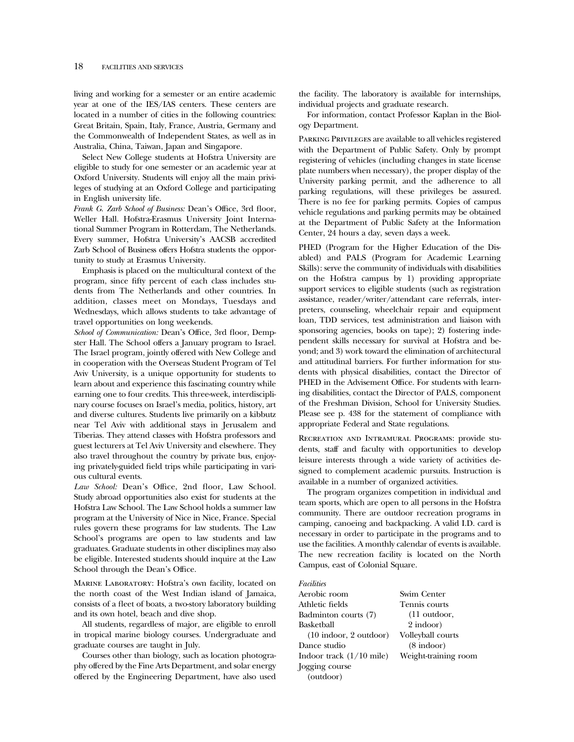living and working for a semester or an entire academic year at one of the IES/IAS centers. These centers are located in a number of cities in the following countries: Great Britain, Spain, Italy, France, Austria, Germany and the Commonwealth of Independent States, as well as in Australia, China, Taiwan, Japan and Singapore.

Select New College students at Hofstra University are eligible to study for one semester or an academic year at Oxford University. Students will enjoy all the main privileges of studying at an Oxford College and participating in English university life.

*Frank G. Zarb School of Business:* Dean's Office, 3rd floor, Weller Hall. Hofstra-Erasmus University Joint International Summer Program in Rotterdam, The Netherlands. Every summer, Hofstra University's AACSB accredited Zarb School of Business offers Hofstra students the opportunity to study at Erasmus University.

Emphasis is placed on the multicultural context of the program, since fifty percent of each class includes students from The Netherlands and other countries. In addition, classes meet on Mondays, Tuesdays and Wednesdays, which allows students to take advantage of travel opportunities on long weekends.

*School of Communication:* Dean's Office, 3rd floor, Dempster Hall. The School offers a January program to Israel. The Israel program, jointly offered with New College and in cooperation with the Overseas Student Program of Tel Aviv University, is a unique opportunity for students to learn about and experience this fascinating country while earning one to four credits. This three-week, interdisciplinary course focuses on Israel's media, politics, history, art and diverse cultures. Students live primarily on a kibbutz near Tel Aviv with additional stays in Jerusalem and Tiberias. They attend classes with Hofstra professors and guest lecturers at Tel Aviv University and elsewhere. They also travel throughout the country by private bus, enjoying privately-guided field trips while participating in various cultural events.

*Law School:* Dean's Office, 2nd floor, Law School. Study abroad opportunities also exist for students at the Hofstra Law School. The Law School holds a summer law program at the University of Nice in Nice, France. Special rules govern these programs for law students. The Law School's programs are open to law students and law graduates. Graduate students in other disciplines may also be eligible. Interested students should inquire at the Law School through the Dean's Office.

Marine Laboratory: Hofstra's own facility, located on the north coast of the West Indian island of Jamaica, consists of a fleet of boats, a two-story laboratory building and its own hotel, beach and dive shop.

All students, regardless of major, are eligible to enroll in tropical marine biology courses. Undergraduate and graduate courses are taught in July.

Courses other than biology, such as location photography offered by the Fine Arts Department, and solar energy offered by the Engineering Department, have also used the facility. The laboratory is available for internships, individual projects and graduate research.

For information, contact Professor Kaplan in the Biology Department.

Parking Privileges are available to all vehicles registered with the Department of Public Safety. Only by prompt registering of vehicles (including changes in state license plate numbers when necessary), the proper display of the University parking permit, and the adherence to all parking regulations, will these privileges be assured. There is no fee for parking permits. Copies of campus vehicle regulations and parking permits may be obtained at the Department of Public Safety at the Information Center, 24 hours a day, seven days a week.

PHED (Program for the Higher Education of the Disabled) and PALS (Program for Academic Learning Skills): serve the community of individuals with disabilities on the Hofstra campus by 1) providing appropriate support services to eligible students (such as registration assistance, reader/writer/attendant care referrals, interpreters, counseling, wheelchair repair and equipment loan, TDD services, test administration and liaison with sponsoring agencies, books on tape); 2) fostering independent skills necessary for survival at Hofstra and beyond; and 3) work toward the elimination of architectural and attitudinal barriers. For further information for students with physical disabilities, contact the Director of PHED in the Advisement Office. For students with learning disabilities, contact the Director of PALS, component of the Freshman Division, School for University Studies. Please see p. 438 for the statement of compliance with appropriate Federal and State regulations.

Recreation and Intramural Programs: provide students, staff and faculty with opportunities to develop leisure interests through a wide variety of activities designed to complement academic pursuits. Instruction is available in a number of organized activities.

The program organizes competition in individual and team sports, which are open to all persons in the Hofstra community. There are outdoor recreation programs in camping, canoeing and backpacking. A valid I.D. card is necessary in order to participate in the programs and to use the facilities. A monthly calendar of events is available. The new recreation facility is located on the North Campus, east of Colonial Square.

*Facilities*

- Aerobic room
- Athletic fields
- Badminton courts (7)
- Basketball (10 indoor, 2 outdoor)
- Dance studio
- Indoor track (1/10 mile)
- Jogging course (outdoor)
- Swim Center
- Tennis courts (11 outdoor, 2 indoor)
- Volleyball courts (8 indoor)
- Weight-training room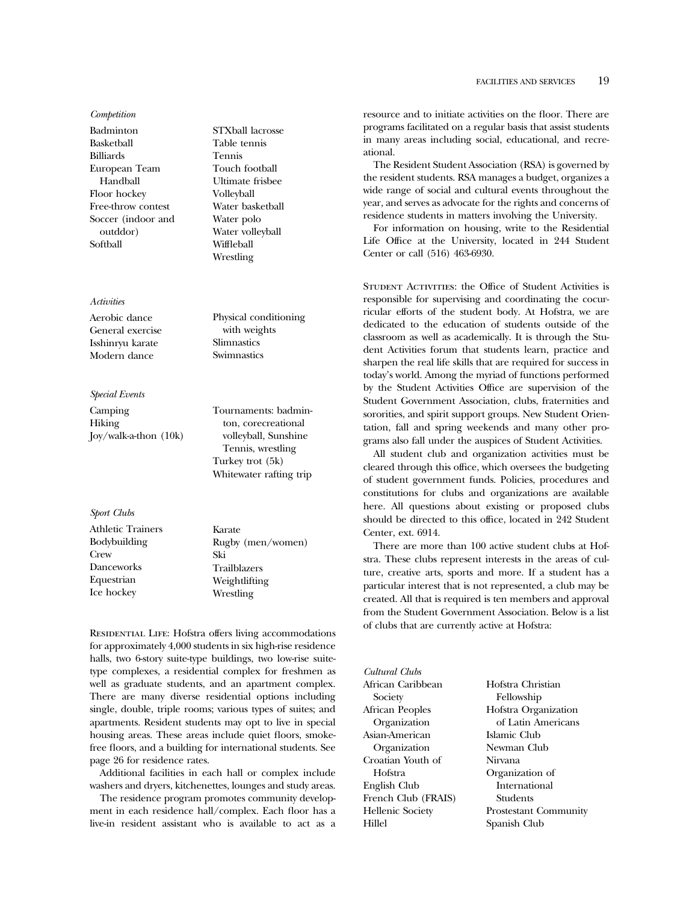*Competition*

- Badminton
- Basketball
- Billiards
- European Team Handball
- Floor hockey
- Free-throw contest
- Soccer (indoor and outddor)
- Softball
- STXball lacrosse
- Table tennis
- Tennis
- Touch football
- Ultimate frisbee
- Volleyball
- Water basketball
- Water polo
- Water volleyball
- Wiffleball
- Wrestling

*Activities*

- Aerobic dance
- General exercise
- Isshinryu karate
- Modern dance
- Physical conditioning with weights
- Slimnastics
- Swimnastics

*Special Events*

- Camping
- Hiking
- Joy/walk-a-thon (10k)
- Tournaments: badminton, corecreational volleyball, Sunshine Tennis, wrestling
- Turkey trot (5k)
- Whitewater rafting trip

*Sport Clubs*

- Athletic Trainers
- Bodybuilding
- Crew
- Danceworks
- Equestrian
- Ice hockey
- Karate
- Rugby (men/women)
- Ski
- Trailblazers
- Weightlifting
- Wrestling

Residential Life: Hofstra offers living accommodations for approximately 4,000 students in six high-rise residence halls, two 6-story suite-type buildings, two low-rise suite-type complexes, a residential complex for freshmen as well as graduate students, and an apartment complex. There are many diverse residential options including single, double, triple rooms; various types of suites; and apartments. Resident students may opt to live in special housing areas. These areas include quiet floors, smoke-free floors, and a building for international students. See page 26 for residence rates.

Additional facilities in each hall or complex include washers and dryers, kitchenettes, lounges and study areas.

The residence program promotes community development in each residence hall/complex. Each floor has a live-in resident assistant who is available to act as a resource and to initiate activities on the floor. There are programs facilitated on a regular basis that assist students in many areas including social, educational, and recreational.

The Resident Student Association (RSA) is governed by the resident students. RSA manages a budget, organizes a wide range of social and cultural events throughout the year, and serves as advocate for the rights and concerns of residence students in matters involving the University.

For information on housing, write to the Residential Life Office at the University, located in 244 Student Center or call (516) 463-6930.

Student Activities: the Office of Student Activities is responsible for supervising and coordinating the cocurricular efforts of the student body. At Hofstra, we are dedicated to the education of students outside of the classroom as well as academically. It is through the Student Activities forum that students learn, practice and sharpen the real life skills that are required for success in today's world. Among the myriad of functions performed by the Student Activities Office are supervision of the Student Government Association, clubs, fraternities and sororities, and spirit support groups. New Student Orientation, fall and spring weekends and many other programs also fall under the auspices of Student Activities.

All student club and organization activities must be cleared through this office, which oversees the budgeting of student government funds. Policies, procedures and constitutions for clubs and organizations are available here. All questions about existing or proposed clubs should be directed to this office, located in 242 Student Center, ext. 6914.

There are more than 100 active student clubs at Hofstra. These clubs represent interests in the areas of culture, creative arts, sports and more. If a student has a particular interest that is not represented, a club may be created. All that is required is ten members and approval from the Student Government Association. Below is a list of clubs that are currently active at Hofstra:

*Cultural Clubs*

- African Caribbean Society
- African Peoples Organization
- Asian-American Organization
- Croatian Youth of Hofstra
- English Club
- French Club (FRAIS)
- Hellenic Society
- Hillel
- Hofstra Christian Fellowship
- Hofstra Organization of Latin Americans
- Islamic Club
- Newman Club
- Nirvana
- Organization of International Students
- Prostestant Community
- Spanish Club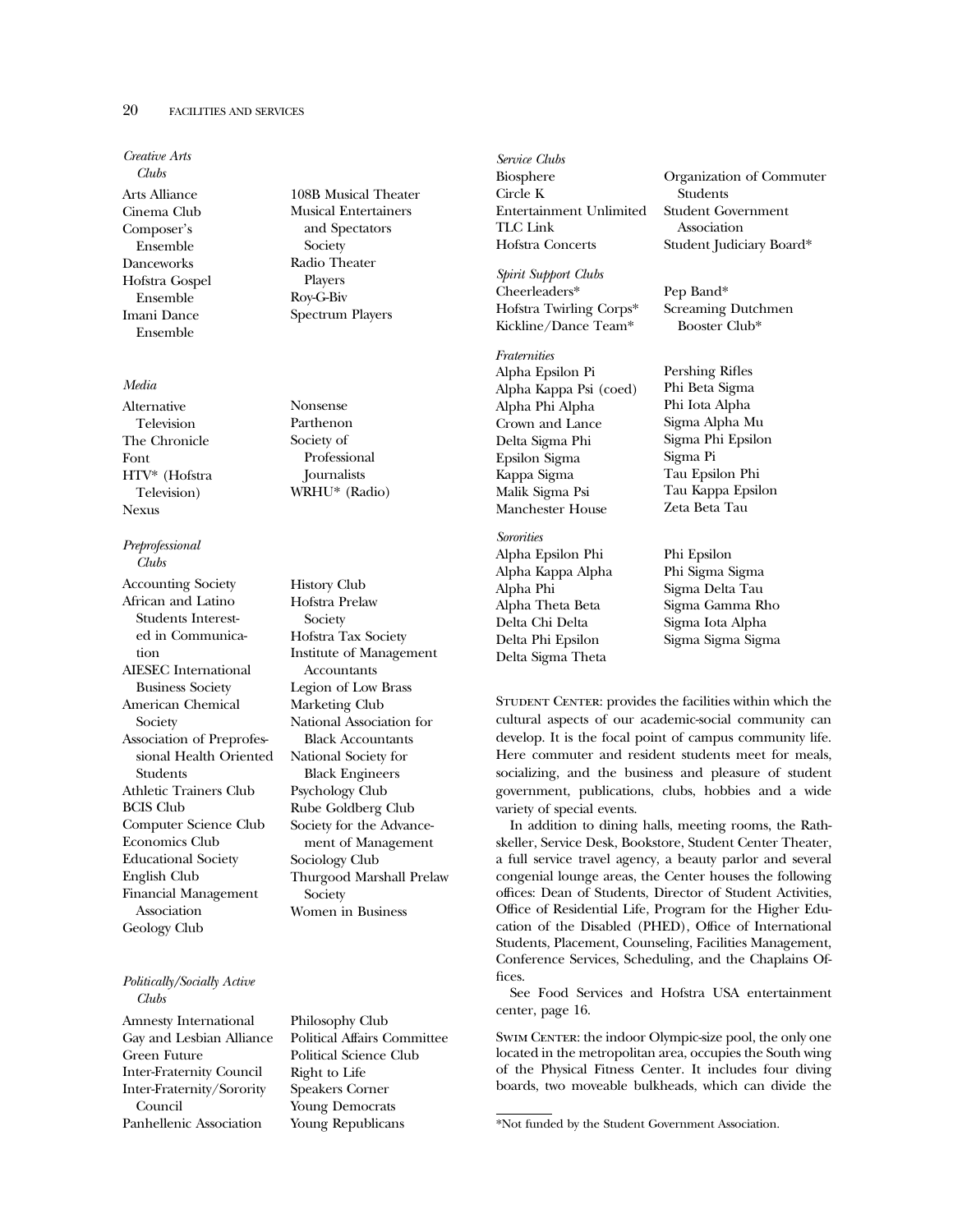*Creative Arts Clubs*

- Arts Alliance
- Cinema Club
- Composer's Ensemble
- Danceworks
- Hofstra Gospel Ensemble
- Imani Dance Ensemble
- 108B Musical Theater
- Musical Entertainers and Spectators Society
- Radio Theater Players
- Roy-G-Biv
- Spectrum Players

*Media*

- Alternative Television
- The Chronicle
- Font
- HTV* (Hofstra Television)
- Nexus
- Nonsense
- Parthenon
- Society of Professional Journalists
- WRHU* (Radio)

*Preprofessional Clubs*

- Accounting Society
- African and Latino Students Interested in Communication
- AIESEC International Business Society
- American Chemical Society
- Association of Preprofessional Health Oriented Students
- Athletic Trainers Club
- BCIS Club
- Computer Science Club
- Economics Club
- Educational Society
- English Club
- Financial Management Association
- Geology Club
- History Club
- Hofstra Prelaw Society
- Hofstra Tax Society
- Institute of Management Accountants
- Legion of Low Brass
- Marketing Club
- National Association for Black Accountants
- National Society for Black Engineers
- Psychology Club
- Rube Goldberg Club
- Society for the Advancement of Management
- Sociology Club
- Thurgood Marshall Prelaw Society
- Women in Business

*Politically/Socially Active Clubs*

- Amnesty International
- Gay and Lesbian Alliance
- Green Future
- Inter-Fraternity Council
- Inter-Fraternity/Sorority Council
- Panhellenic Association
- Philosophy Club
- Political Affairs Committee
- Political Science Club
- Right to Life
- Speakers Corner
- Young Democrats
- Young Republicans

*Service Clubs*

- Biosphere
- Circle K
- Entertainment Unlimited
- TLC Link
- Hofstra Concerts
- Organization of Commuter Students
- Student Government Association
- Student Judiciary Board*

*Spirit Support Clubs*

- Cheerleaders*
- Hofstra Twirling Corps*
- Kickline/Dance Team*
- Pep Band*
- Screaming Dutchmen Booster Club*

*Fraternities*

- Alpha Epsilon Pi
- Alpha Kappa Psi (coed)
- Alpha Phi Alpha
- Crown and Lance
- Delta Sigma Phi
- Epsilon Sigma
- Kappa Sigma
- Malik Sigma Psi
- Manchester House
- Pershing Rifles
- Phi Beta Sigma
- Phi Iota Alpha
- Sigma Alpha Mu
- Sigma Phi Epsilon
- Sigma Pi
- Tau Epsilon Phi
- Tau Kappa Epsilon
- Zeta Beta Tau

*Sororities*

- Alpha Epsilon Phi
- Alpha Kappa Alpha
- Alpha Phi
- Alpha Theta Beta
- Delta Chi Delta
- Delta Phi Epsilon
- Delta Sigma Theta
- Phi Epsilon
- Phi Sigma Sigma
- Sigma Delta Tau
- Sigma Gamma Rho
- Sigma Iota Alpha
- Sigma Sigma Sigma

STUDENT CENTER: provides the facilities within which the cultural aspects of our academic-social community can develop. It is the focal point of campus community life. Here commuter and resident students meet for meals, socializing, and the business and pleasure of student government, publications, clubs, hobbies and a wide variety of special events.

In addition to dining halls, meeting rooms, the Rathskeller, Service Desk, Bookstore, Student Center Theater, a full service travel agency, a beauty parlor and several congenial lounge areas, the Center houses the following offices: Dean of Students, Director of Student Activities, Office of Residential Life, Program for the Higher Education of the Disabled (PHED), Office of International Students, Placement, Counseling, Facilities Management, Conference Services, Scheduling, and the Chaplains Offices.

See Food Services and Hofstra USA entertainment center, page 16.

SWIM CENTER: the indoor Olympic-size pool, the only one located in the metropolitan area, occupies the South wing of the Physical Fitness Center. It includes four diving boards, two moveable bulkheads, which can divide the

*Not funded by the Student Government Association.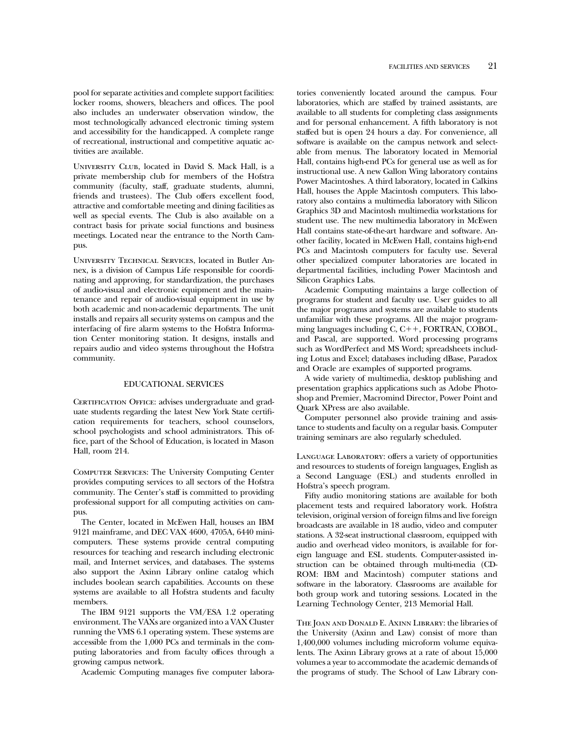pool for separate activities and complete support facilities: locker rooms, showers, bleachers and offices. The pool also includes an underwater observation window, the most technologically advanced electronic timing system and accessibility for the handicapped. A complete range of recreational, instructional and competitive aquatic activities are available.

University Club, located in David S. Mack Hall, is a private membership club for members of the Hofstra community (faculty, staff, graduate students, alumni, friends and trustees). The Club offers excellent food, attractive and comfortable meeting and dining facilities as well as special events. The Club is also available on a contract basis for private social functions and business meetings. Located near the entrance to the North Campus.

University Technical Services, located in Butler Annex, is a division of Campus Life responsible for coordinating and approving, for standardization, the purchases of audio-visual and electronic equipment and the maintenance and repair of audio-visual equipment in use by both academic and non-academic departments. The unit installs and repairs all security systems on campus and the interfacing of fire alarm systems to the Hofstra Information Center monitoring station. It designs, installs and repairs audio and video systems throughout the Hofstra community.

## EDUCATIONAL SERVICES

Certification Office: advises undergraduate and graduate students regarding the latest New York State certification requirements for teachers, school counselors, school psychologists and school administrators. This office, part of the School of Education, is located in Mason Hall, room 214.

Computer Services: The University Computing Center provides computing services to all sectors of the Hofstra community. The Center's staff is committed to providing professional support for all computing activities on campus.

The Center, located in McEwen Hall, houses an IBM 9121 mainframe, and DEC VAX 4600, 4705A, 6440 minicomputers. These systems provide central computing resources for teaching and research including electronic mail, and Internet services, and databases. The systems also support the Axinn Library online catalog which includes boolean search capabilities. Accounts on these systems are available to all Hofstra students and faculty members.

The IBM 9121 supports the VM/ESA 1.2 operating environment. The VAXs are organized into a VAX Cluster running the VMS 6.1 operating system. These systems are accessible from the 1,000 PCs and terminals in the computing laboratories and from faculty offices through a growing campus network.

Academic Computing manages five computer laboratories conveniently located around the campus. Four laboratories, which are staffed by trained assistants, are available to all students for completing class assignments and for personal enhancement. A fifth laboratory is not staffed but is open 24 hours a day. For convenience, all software is available on the campus network and selectable from menus. The laboratory located in Memorial Hall, contains high-end PCs for general use as well as for instructional use. A new Gallon Wing laboratory contains Power Macintoshes. A third laboratory, located in Calkins Hall, houses the Apple Macintosh computers. This laboratory also contains a multimedia laboratory with Silicon Graphics 3D and Macintosh multimedia workstations for student use. The new multimedia laboratory in McEwen Hall contains state-of-the-art hardware and software. Another facility, located in McEwen Hall, contains high-end PCs and Macintosh computers for faculty use. Several other specialized computer laboratories are located in departmental facilities, including Power Macintosh and Silicon Graphics Labs.

Academic Computing maintains a large collection of programs for student and faculty use. User guides to all the major programs and systems are available to students unfamiliar with these programs. All the major programming languages including C, C++, FORTRAN, COBOL, and Pascal, are supported. Word processing programs such as WordPerfect and MS Word; spreadsheets including Lotus and Excel; databases including dBase, Paradox and Oracle are examples of supported programs.

A wide variety of multimedia, desktop publishing and presentation graphics applications such as Adobe Photoshop and Premier, Macromind Director, Power Point and Quark XPress are also available.

Computer personnel also provide training and assistance to students and faculty on a regular basis. Computer training seminars are also regularly scheduled.

Language Laboratory: offers a variety of opportunities and resources to students of foreign languages, English as a Second Language (ESL) and students enrolled in Hofstra's speech program.

Fifty audio monitoring stations are available for both placement tests and required laboratory work. Hofstra television, original version of foreign films and live foreign broadcasts are available in 18 audio, video and computer stations. A 32-seat instructional classroom, equipped with audio and overhead video monitors, is available for foreign language and ESL students. Computer-assisted instruction can be obtained through multi-media (CD-ROM: IBM and Macintosh) computer stations and software in the laboratory. Classrooms are available for both group work and tutoring sessions. Located in the Learning Technology Center, 213 Memorial Hall.

The Joan and Donald E. Axinn Library: the libraries of the University (Axinn and Law) consist of more than 1,400,000 volumes including microform volume equivalents. The Axinn Library grows at a rate of about 15,000 volumes a year to accommodate the academic demands of the programs of study. The School of Law Library con-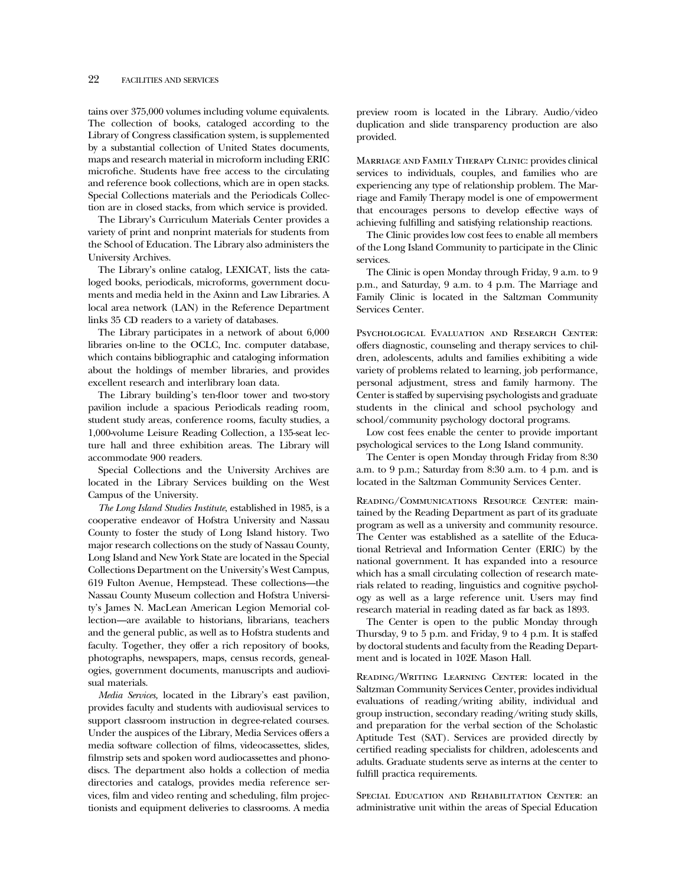tains over 375,000 volumes including volume equivalents. The collection of books, cataloged according to the Library of Congress classification system, is supplemented by a substantial collection of United States documents, maps and research material in microform including ERIC microfiche. Students have free access to the circulating and reference book collections, which are in open stacks. Special Collections materials and the Periodicals Collection are in closed stacks, from which service is provided.

The Library's Curriculum Materials Center provides a variety of print and nonprint materials for students from the School of Education. The Library also administers the University Archives.

The Library's online catalog, LEXICAT, lists the cataloged books, periodicals, microforms, government documents and media held in the Axinn and Law Libraries. A local area network (LAN) in the Reference Department links 35 CD readers to a variety of databases.

The Library participates in a network of about 6,000 libraries on-line to the OCLC, Inc. computer database, which contains bibliographic and cataloging information about the holdings of member libraries, and provides excellent research and interlibrary loan data.

The Library building's ten-floor tower and two-story pavilion include a spacious Periodicals reading room, student study areas, conference rooms, faculty studies, a 1,000-volume Leisure Reading Collection, a 135-seat lecture hall and three exhibition areas. The Library will accommodate 900 readers.

Special Collections and the University Archives are located in the Library Services building on the West Campus of the University.

*The Long Island Studies Institute*, established in 1985, is a cooperative endeavor of Hofstra University and Nassau County to foster the study of Long Island history. Two major research collections on the study of Nassau County, Long Island and New York State are located in the Special Collections Department on the University's West Campus, 619 Fulton Avenue, Hempstead. These collections—the Nassau County Museum collection and Hofstra University's James N. MacLean American Legion Memorial collection—are available to historians, librarians, teachers and the general public, as well as to Hofstra students and faculty. Together, they offer a rich repository of books, photographs, newspapers, maps, census records, genealogies, government documents, manuscripts and audiovisual materials.

*Media Services,* located in the Library's east pavilion, provides faculty and students with audiovisual services to support classroom instruction in degree-related courses. Under the auspices of the Library, Media Services offers a media software collection of films, videocassettes, slides, filmstrip sets and spoken word audiocassettes and phonodiscs. The department also holds a collection of media directories and catalogs, provides media reference services, film and video renting and scheduling, film projectionists and equipment deliveries to classrooms. A media preview room is located in the Library. Audio/video duplication and slide transparency production are also provided.

Marriage and Family Therapy Clinic: provides clinical services to individuals, couples, and families who are experiencing any type of relationship problem. The Marriage and Family Therapy model is one of empowerment that encourages persons to develop effective ways of achieving fulfilling and satisfying relationship reactions.

The Clinic provides low cost fees to enable all members of the Long Island Community to participate in the Clinic services.

The Clinic is open Monday through Friday, 9 a.m. to 9 p.m., and Saturday, 9 a.m. to 4 p.m. The Marriage and Family Clinic is located in the Saltzman Community Services Center.

Psychological Evaluation and Research Center: offers diagnostic, counseling and therapy services to children, adolescents, adults and families exhibiting a wide variety of problems related to learning, job performance, personal adjustment, stress and family harmony. The Center is staffed by supervising psychologists and graduate students in the clinical and school psychology and school/community psychology doctoral programs.

Low cost fees enable the center to provide important psychological services to the Long Island community.

The Center is open Monday through Friday from 8:30 a.m. to 9 p.m.; Saturday from 8:30 a.m. to 4 p.m. and is located in the Saltzman Community Services Center.

Reading/Communications Resource Center: maintained by the Reading Department as part of its graduate program as well as a university and community resource. The Center was established as a satellite of the Educational Retrieval and Information Center (ERIC) by the national government. It has expanded into a resource which has a small circulating collection of research materials related to reading, linguistics and cognitive psychology as well as a large reference unit. Users may find research material in reading dated as far back as 1893.

The Center is open to the public Monday through Thursday, 9 to 5 p.m. and Friday, 9 to 4 p.m. It is staffed by doctoral students and faculty from the Reading Department and is located in 102E Mason Hall.

Reading/Writing Learning Center: located in the Saltzman Community Services Center, provides individual evaluations of reading/writing ability, individual and group instruction, secondary reading/writing study skills, and preparation for the verbal section of the Scholastic Aptitude Test (SAT). Services are provided directly by certified reading specialists for children, adolescents and adults. Graduate students serve as interns at the center to fulfill practica requirements.

Special Education and Rehabilitation Center: an administrative unit within the areas of Special Education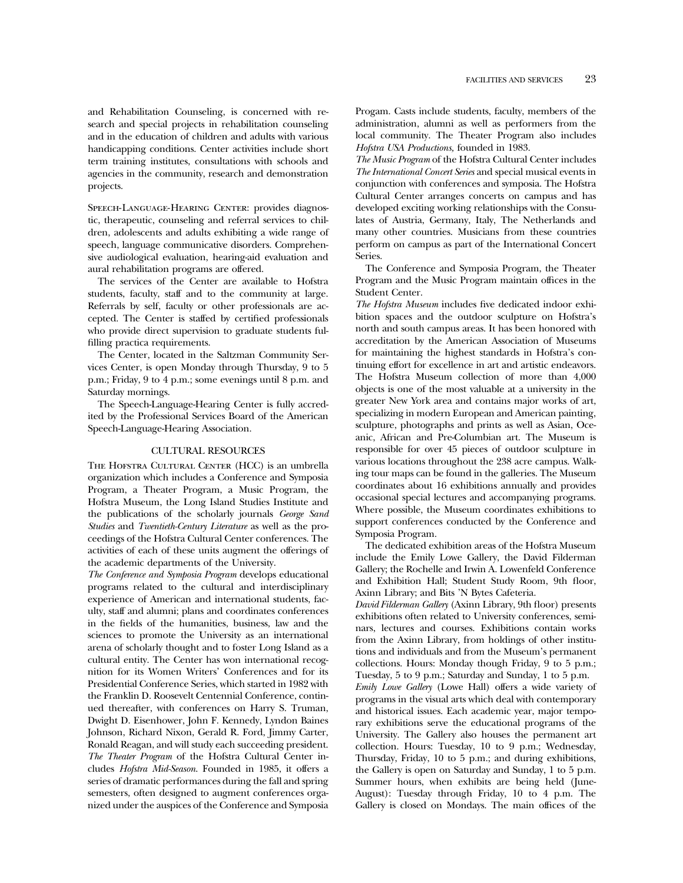and Rehabilitation Counseling, is concerned with research and special projects in rehabilitation counseling and in the education of children and adults with various handicapping conditions. Center activities include short term training institutes, consultations with schools and agencies in the community, research and demonstration projects.

Speech-Language-Hearing Center: provides diagnostic, therapeutic, counseling and referral services to children, adolescents and adults exhibiting a wide range of speech, language communicative disorders. Comprehensive audiological evaluation, hearing-aid evaluation and aural rehabilitation programs are offered.

The services of the Center are available to Hofstra students, faculty, staff and to the community at large. Referrals by self, faculty or other professionals are accepted. The Center is staffed by certified professionals who provide direct supervision to graduate students fulfilling practica requirements.

The Center, located in the Saltzman Community Services Center, is open Monday through Thursday, 9 to 5 p.m.; Friday, 9 to 4 p.m.; some evenings until 8 p.m. and Saturday mornings.

The Speech-Language-Hearing Center is fully accredited by the Professional Services Board of the American Speech-Language-Hearing Association.

## CULTURAL RESOURCES

The Hofstra Cultural Center (HCC) is an umbrella organization which includes a Conference and Symposia Program, a Theater Program, a Music Program, the Hofstra Museum, the Long Island Studies Institute and the publications of the scholarly journals *George Sand Studies* and *Twentieth-Century Literature* as well as the proceedings of the Hofstra Cultural Center conferences. The activities of each of these units augment the offerings of the academic departments of the University.

*The Conference and Symposia Program* develops educational programs related to the cultural and interdisciplinary experience of American and international students, faculty, staff and alumni; plans and coordinates conferences in the fields of the humanities, business, law and the sciences to promote the University as an international arena of scholarly thought and to foster Long Island as a cultural entity. The Center has won international recognition for its Women Writers' Conferences and for its Presidential Conference Series, which started in 1982 with the Franklin D. Roosevelt Centennial Conference, continued thereafter, with conferences on Harry S. Truman, Dwight D. Eisenhower, John F. Kennedy, Lyndon Baines Johnson, Richard Nixon, Gerald R. Ford, Jimmy Carter, Ronald Reagan, and will study each succeeding president.

*The Theater Program* of the Hofstra Cultural Center includes *Hofstra Mid-Season*. Founded in 1985, it offers a series of dramatic performances during the fall and spring semesters, often designed to augment conferences organized under the auspices of the Conference and Symposia Progam. Casts include students, faculty, members of the administration, alumni as well as performers from the local community. The Theater Program also includes *Hofstra USA Productions*, founded in 1983.

*The Music Program* of the Hofstra Cultural Center includes *The International Concert Series* and special musical events in conjunction with conferences and symposia. The Hofstra Cultural Center arranges concerts on campus and has developed exciting working relationships with the Consulates of Austria, Germany, Italy, The Netherlands and many other countries. Musicians from these countries perform on campus as part of the International Concert Series.

The Conference and Symposia Program, the Theater Program and the Music Program maintain offices in the Student Center.

*The Hofstra Museum* includes five dedicated indoor exhibition spaces and the outdoor sculpture on Hofstra's north and south campus areas. It has been honored with accreditation by the American Association of Museums for maintaining the highest standards in Hofstra's continuing effort for excellence in art and artistic endeavors. The Hofstra Museum collection of more than 4,000 objects is one of the most valuable at a university in the greater New York area and contains major works of art, specializing in modern European and American painting, sculpture, photographs and prints as well as Asian, Oceanic, African and Pre-Columbian art. The Museum is responsible for over 45 pieces of outdoor sculpture in various locations throughout the 238 acre campus. Walking tour maps can be found in the galleries. The Museum coordinates about 16 exhibitions annually and provides occasional special lectures and accompanying programs. Where possible, the Museum coordinates exhibitions to support conferences conducted by the Conference and Symposia Program.

The dedicated exhibition areas of the Hofstra Museum include the Emily Lowe Gallery, the David Filderman Gallery; the Rochelle and Irwin A. Lowenfeld Conference and Exhibition Hall; Student Study Room, 9th floor, Axinn Library; and Bits 'N Bytes Cafeteria.

*David Filderman Gallery* (Axinn Library, 9th floor) presents exhibitions often related to University conferences, seminars, lectures and courses. Exhibitions contain works from the Axinn Library, from holdings of other institutions and individuals and from the Museum's permanent collections. Hours: Monday though Friday, 9 to 5 p.m.; Tuesday, 5 to 9 p.m.; Saturday and Sunday, 1 to 5 p.m.

*Emily Lowe Gallery* (Lowe Hall) offers a wide variety of programs in the visual arts which deal with contemporary and historical issues. Each academic year, major temporary exhibitions serve the educational programs of the University. The Gallery also houses the permanent art collection. Hours: Tuesday, 10 to 9 p.m.; Wednesday, Thursday, Friday, 10 to 5 p.m.; and during exhibitions, the Gallery is open on Saturday and Sunday, 1 to 5 p.m. Summer hours, when exhibits are being held (June-August): Tuesday through Friday, 10 to 4 p.m. The Gallery is closed on Mondays. The main offices of the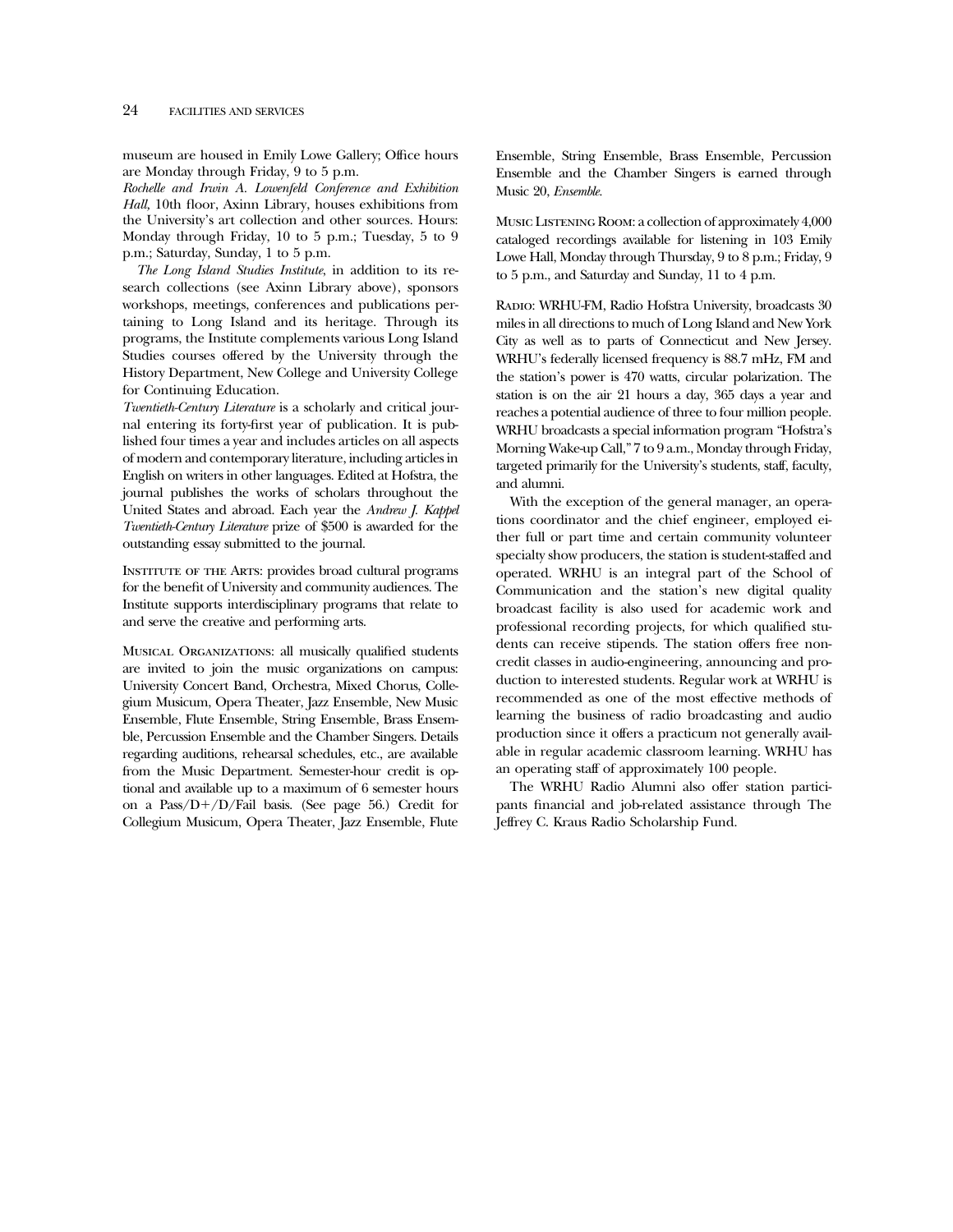museum are housed in Emily Lowe Gallery; Office hours are Monday through Friday, 9 to 5 p.m.

*Rochelle and Irwin A. Lowenfeld Conference and Exhibition Hall,* 10th floor, Axinn Library, houses exhibitions from the University's art collection and other sources. Hours: Monday through Friday, 10 to 5 p.m.; Tuesday, 5 to 9 p.m.; Saturday, Sunday, 1 to 5 p.m.

*The Long Island Studies Institute,* in addition to its research collections (see Axinn Library above), sponsors workshops, meetings, conferences and publications pertaining to Long Island and its heritage. Through its programs, the Institute complements various Long Island Studies courses offered by the University through the History Department, New College and University College for Continuing Education.

*Twentieth-Century Literature* is a scholarly and critical journal entering its forty-first year of publication. It is published four times a year and includes articles on all aspects of modern and contemporary literature, including articles in English on writers in other languages. Edited at Hofstra, the journal publishes the works of scholars throughout the United States and abroad. Each year the *Andrew J. Kappel Twentieth-Century Literature* prize of $500 is awarded for the outstanding essay submitted to the journal.

Institute of the Arts: provides broad cultural programs for the benefit of University and community audiences. The Institute supports interdisciplinary programs that relate to and serve the creative and performing arts.

Musical Organizations: all musically qualified students are invited to join the music organizations on campus: University Concert Band, Orchestra, Mixed Chorus, Collegium Musicum, Opera Theater, Jazz Ensemble, New Music Ensemble, Flute Ensemble, String Ensemble, Brass Ensemble, Percussion Ensemble and the Chamber Singers. Details regarding auditions, rehearsal schedules, etc., are available from the Music Department. Semester-hour credit is optional and available up to a maximum of 6 semester hours on a Pass/D+/D/Fail basis. (See page 56.) Credit for Collegium Musicum, Opera Theater, Jazz Ensemble, Flute Ensemble, String Ensemble, Brass Ensemble, Percussion Ensemble and the Chamber Singers is earned through Music 20, *Ensemble.*

Music Listening Room: a collection of approximately 4,000 cataloged recordings available for listening in 103 Emily Lowe Hall, Monday through Thursday, 9 to 8 p.m.; Friday, 9 to 5 p.m., and Saturday and Sunday, 11 to 4 p.m.

Radio: WRHU-FM, Radio Hofstra University, broadcasts 30 miles in all directions to much of Long Island and New York City as well as to parts of Connecticut and New Jersey. WRHU's federally licensed frequency is 88.7 mHz, FM and the station's power is 470 watts, circular polarization. The station is on the air 21 hours a day, 365 days a year and reaches a potential audience of three to four million people. WRHU broadcasts a special information program "Hofstra's Morning Wake-up Call," 7 to 9 a.m., Monday through Friday, targeted primarily for the University's students, staff, faculty, and alumni.

With the exception of the general manager, an operations coordinator and the chief engineer, employed either full or part time and certain community volunteer specialty show producers, the station is student-staffed and operated. WRHU is an integral part of the School of Communication and the station's new digital quality broadcast facility is also used for academic work and professional recording projects, for which qualified students can receive stipends. The station offers free noncredit classes in audio-engineering, announcing and production to interested students. Regular work at WRHU is recommended as one of the most effective methods of learning the business of radio broadcasting and audio production since it offers a practicum not generally available in regular academic classroom learning. WRHU has an operating staff of approximately 100 people.

The WRHU Radio Alumni also offer station participants financial and job-related assistance through The Jeffrey C. Kraus Radio Scholarship Fund.